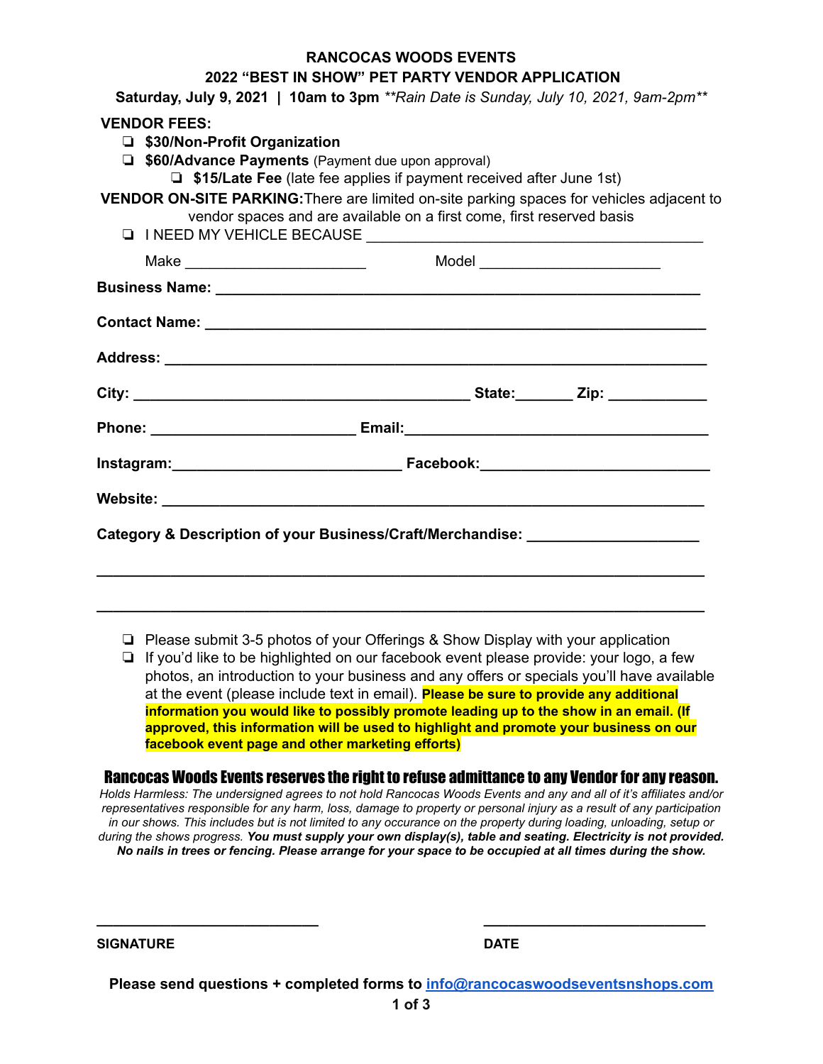# RANCOCAS WOODS EVENTS

## 2022 "BEST IN SHOW" PET PARTY VENDOR APPLICATION

**Saturday, July 9, 2021 | 10am to 3pm** ***Rain Date is Sunday, July 10, 2021, 9am-2pm***

**VENDOR FEES:**

- ❏ **$30/Non-Profit Organization**
- ❏ **$60/Advance Payments** (Payment due upon approval)
  - ❏ **$15/Late Fee** (late fee applies if payment received after June 1st)

**VENDOR ON-SITE PARKING:** There are limited on-site parking spaces for vehicles adjacent to vendor spaces and are available on a first come, first reserved basis

- ❏ I NEED MY VEHICLE BECAUSE ________________________________________

  Make ______________________ Model ______________________

**Business Name:** ____________________________________________________________

**Contact Name:** ____________________________________________________________

**Address:** ____________________________________________________________

**City:** ________________________________________ **State:** _______ **Zip:** ____________

**Phone:** ________________________ **Email:** ____________________________________

**Instagram:** ___________________________ **Facebook:** ___________________________

**Website:** ____________________________________________________________

**Category & Description of your Business/Craft/Merchandise:** ____________________

____________________________________________________________________________

____________________________________________________________________________

- ❏ Please submit 3-5 photos of your Offerings & Show Display with your application
- ❏ If you'd like to be highlighted on our facebook event please provide: your logo, a few photos, an introduction to your business and any offers or specials you'll have available at the event (please include text in email). **Please be sure to provide any additional information you would like to possibly promote leading up to the show in an email. (If approved, this information will be used to highlight and promote your business on our facebook event page and other marketing efforts)**

**Rancocas Woods Events reserves the right to refuse admittance to any Vendor for any reason.**

*Holds Harmless: The undersigned agrees to not hold Rancocas Woods Events and any and all of it's affiliates and/or representatives responsible for any harm, loss, damage to property or personal injury as a result of any participation in our shows. This includes but is not limited to any occurance on the property during loading, unloading, setup or during the shows progress.* ***You must supply your own display(s), table and seating. Electricity is not provided. No nails in trees or fencing. Please arrange for your space to be occupied at all times during the show.***

____________________________ ____________________________

**SIGNATURE** **DATE**

**Please send questions + completed forms to** info@rancocaswoodseventsnshops.com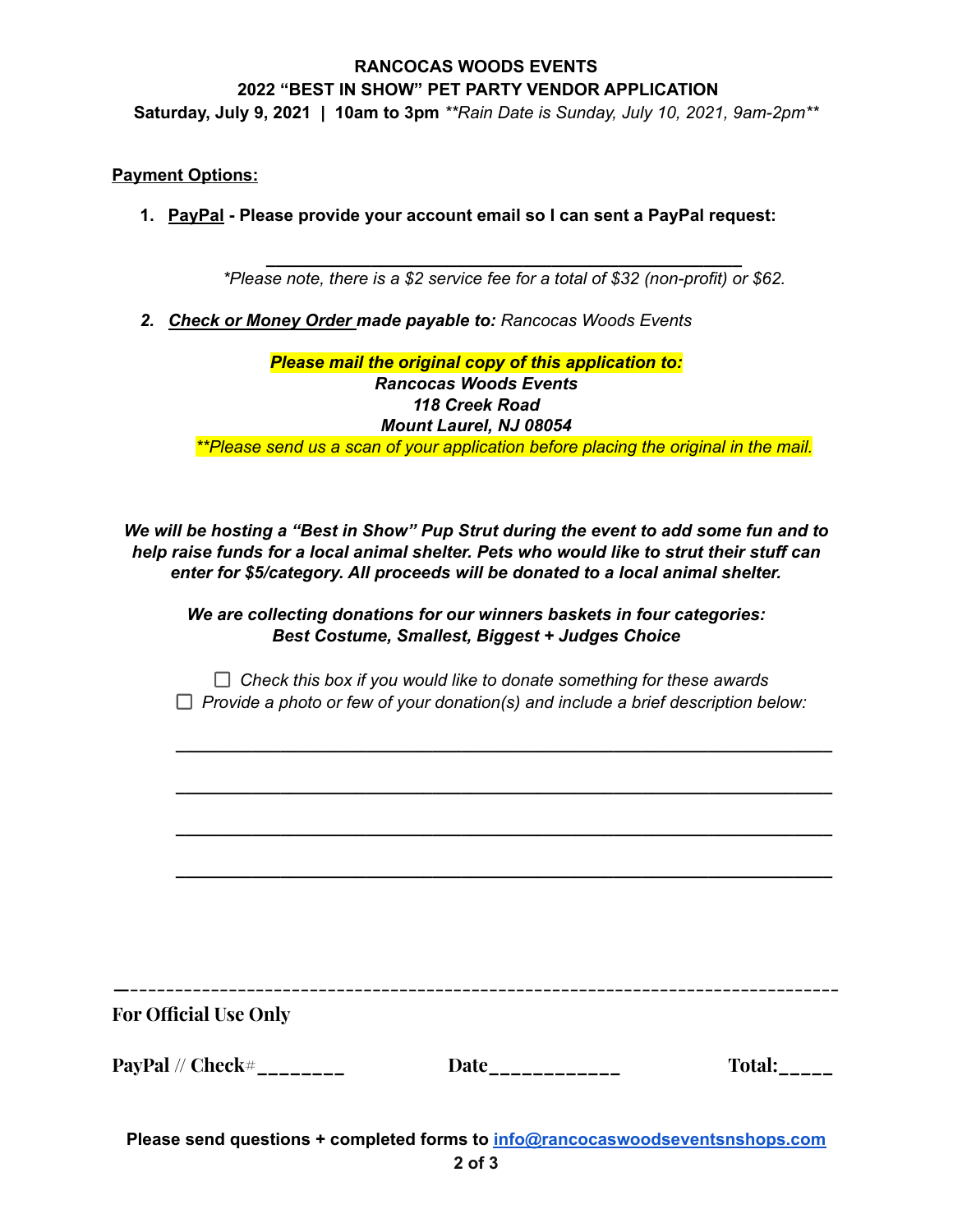**RANCOCAS WOODS EVENTS**

**2022 "BEST IN SHOW" PET PARTY VENDOR APPLICATION**

**Saturday, July 9, 2021 | 10am to 3pm** ***Rain Date is Sunday, July 10, 2021, 9am-2pm***

**Payment Options:**

1. **PayPal - Please provide your account email so I can sent a PayPal request:**

   ______________________________________________

   *\*Please note, there is a $2 service fee for a total of $32 (non-profit) or $62.*

2. ***Check or Money Order made payable to:*** *Rancocas Woods Events*

***Please mail the original copy of this application to:***

***Rancocas Woods Events***

***118 Creek Road***

***Mount Laurel, NJ 08054***

*\*\*Please send us a scan of your application before placing the original in the mail.*

***We will be hosting a "Best in Show" Pup Strut during the event to add some fun and to help raise funds for a local animal shelter. Pets who would like to strut their stuff can enter for $5/category. All proceeds will be donated to a local animal shelter.***

***We are collecting donations for our winners baskets in four categories: Best Costume, Smallest, Biggest + Judges Choice***

☐ *Check this box if you would like to donate something for these awards*

☐ *Provide a photo or few of your donation(s) and include a brief description below:*

______________________________________________________________

______________________________________________________________

______________________________________________________________

______________________________________________________________

---

**For Official Use Only**

**PayPal // Check#________** **Date____________** **Total:_____**

**Please send questions + completed forms to info@rancocaswoodseventsnshops.com**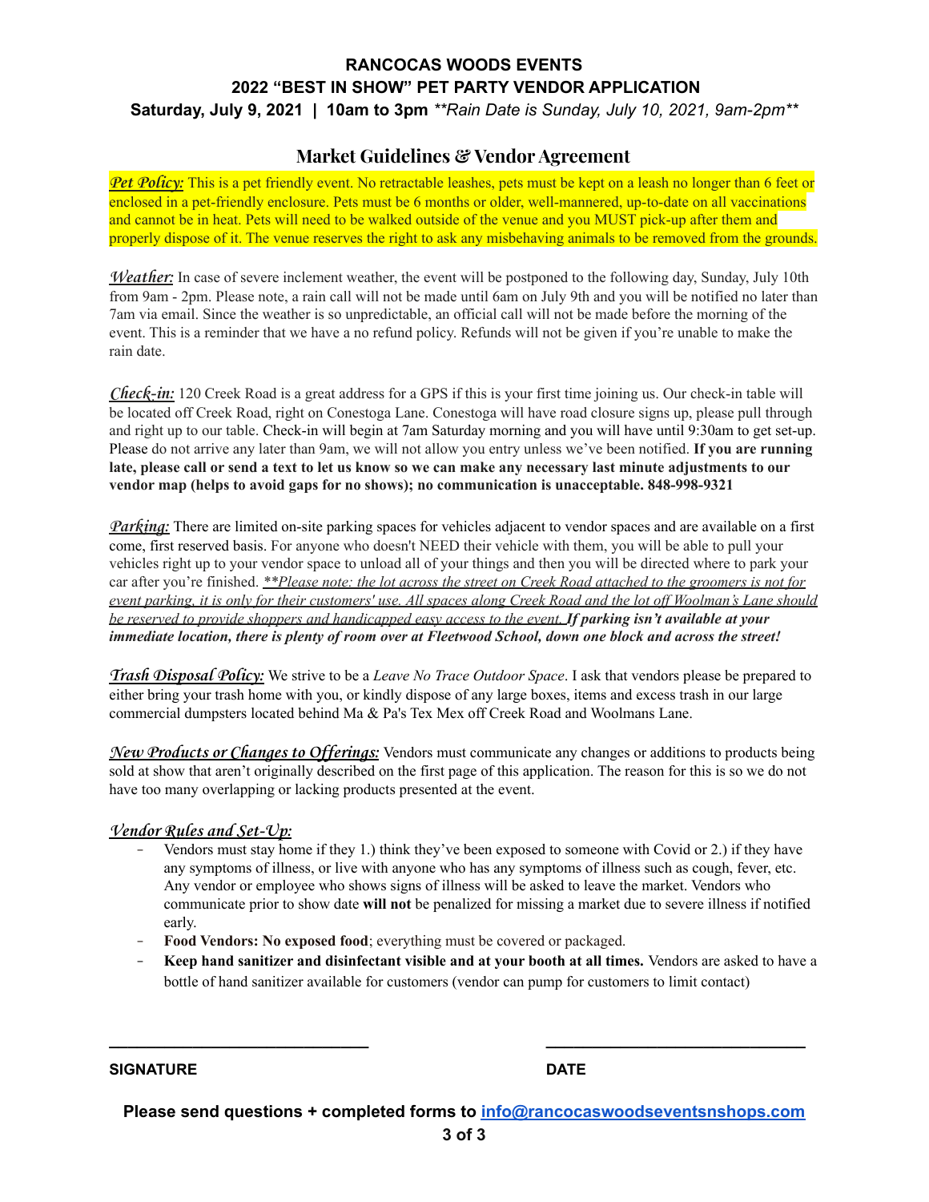**RANCOCAS WOODS EVENTS**

**2022 "BEST IN SHOW" PET PARTY VENDOR APPLICATION**

**Saturday, July 9, 2021 | 10am to 3pm** ***Rain Date is Sunday, July 10, 2021, 9am-2pm***

## Market Guidelines & Vendor Agreement

***Pet Policy:*** This is a pet friendly event. No retractable leashes, pets must be kept on a leash no longer than 6 feet or enclosed in a pet-friendly enclosure. Pets must be 6 months or older, well-mannered, up-to-date on all vaccinations and cannot be in heat. Pets will need to be walked outside of the venue and you MUST pick-up after them and properly dispose of it. The venue reserves the right to ask any misbehaving animals to be removed from the grounds.

***Weather:*** In case of severe inclement weather, the event will be postponed to the following day, Sunday, July 10th from 9am - 2pm. Please note, a rain call will not be made until 6am on July 9th and you will be notified no later than 7am via email. Since the weather is so unpredictable, an official call will not be made before the morning of the event. This is a reminder that we have a no refund policy. Refunds will not be given if you're unable to make the rain date.

***Check-in:*** 120 Creek Road is a great address for a GPS if this is your first time joining us. Our check-in table will be located off Creek Road, right on Conestoga Lane. Conestoga will have road closure signs up, please pull through and right up to our table. Check-in will begin at 7am Saturday morning and you will have until 9:30am to get set-up. Please do not arrive any later than 9am, we will not allow you entry unless we've been notified. **If you are running late, please call or send a text to let us know so we can make any necessary last minute adjustments to our vendor map (helps to avoid gaps for no shows); no communication is unacceptable. 848-998-9321**

***Parking:*** There are limited on-site parking spaces for vehicles adjacent to vendor spaces and are available on a first come, first reserved basis. For anyone who doesn't NEED their vehicle with them, you will be able to pull your vehicles right up to your vendor space to unload all of your things and then you will be directed where to park your car after you're finished. *\*\*Please note: the lot across the street on Creek Road attached to the groomers is not for event parking, it is only for their customers' use. All spaces along Creek Road and the lot off Woolman's Lane should be reserved to provide shoppers and handicapped easy access to the event.* ***If parking isn't available at your immediate location, there is plenty of room over at Fleetwood School, down one block and across the street!***

***Trash Disposal Policy:*** We strive to be a *Leave No Trace Outdoor Space*. I ask that vendors please be prepared to either bring your trash home with you, or kindly dispose of any large boxes, items and excess trash in our large commercial dumpsters located behind Ma & Pa's Tex Mex off Creek Road and Woolmans Lane.

***New Products or Changes to Offerings:*** Vendors must communicate any changes or additions to products being sold at show that aren't originally described on the first page of this application. The reason for this is so we do not have too many overlapping or lacking products presented at the event.

***Vendor Rules and Set-Up:***

- Vendors must stay home if they 1.) think they've been exposed to someone with Covid or 2.) if they have any symptoms of illness, or live with anyone who has any symptoms of illness such as cough, fever, etc. Any vendor or employee who shows signs of illness will be asked to leave the market. Vendors who communicate prior to show date **will not** be penalized for missing a market due to severe illness if notified early.
- **Food Vendors: No exposed food**; everything must be covered or packaged.
- **Keep hand sanitizer and disinfectant visible and at your booth at all times.** Vendors are asked to have a bottle of hand sanitizer available for customers (vendor can pump for customers to limit contact)

\_\_\_\_\_\_\_\_\_\_\_\_\_\_\_\_\_\_\_\_\_\_\_\_\_\_\_\_\_\_ \_\_\_\_\_\_\_\_\_\_\_\_\_\_\_\_\_\_\_\_\_\_\_\_\_\_\_\_\_\_

**SIGNATURE** **DATE**

**Please send questions + completed forms to info@rancocaswoodseventsnshops.com**